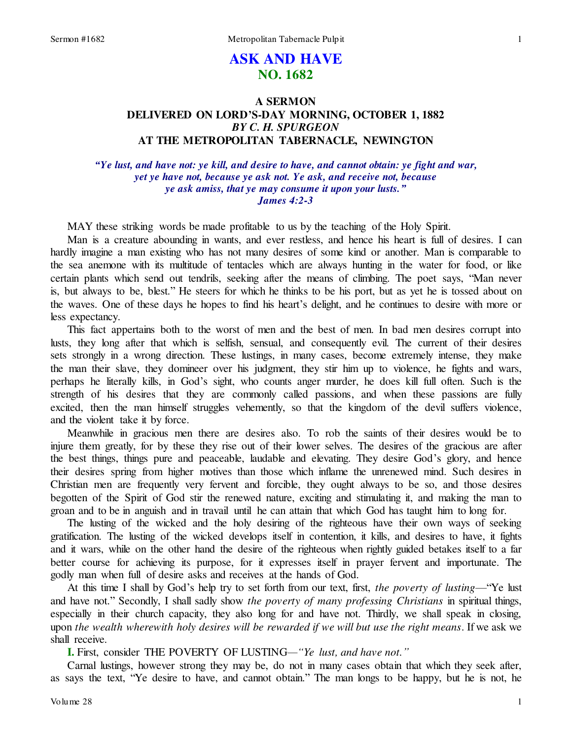# ASK AND HAVE
## NO. 1682

### A SERMON
### DELIVERED ON LORD'S-DAY MORNING, OCTOBER 1, 1882
### *BY C. H. SPURGEON*
### AT THE METROPOLITAN TABERNACLE, NEWINGTON

***"Ye lust, and have not: ye kill, and desire to have, and cannot obtain: ye fight and war, yet ye have not, because ye ask not. Ye ask, and receive not, because ye ask amiss, that ye may consume it upon your lusts." James 4:2-3***

MAY these striking words be made profitable to us by the teaching of the Holy Spirit.

Man is a creature abounding in wants, and ever restless, and hence his heart is full of desires. I can hardly imagine a man existing who has not many desires of some kind or another. Man is comparable to the sea anemone with its multitude of tentacles which are always hunting in the water for food, or like certain plants which send out tendrils, seeking after the means of climbing. The poet says, "Man never is, but always to be, blest." He steers for which he thinks to be his port, but as yet he is tossed about on the waves. One of these days he hopes to find his heart's delight, and he continues to desire with more or less expectancy.

This fact appertains both to the worst of men and the best of men. In bad men desires corrupt into lusts, they long after that which is selfish, sensual, and consequently evil. The current of their desires sets strongly in a wrong direction. These lustings, in many cases, become extremely intense, they make the man their slave, they domineer over his judgment, they stir him up to violence, he fights and wars, perhaps he literally kills, in God's sight, who counts anger murder, he does kill full often. Such is the strength of his desires that they are commonly called passions, and when these passions are fully excited, then the man himself struggles vehemently, so that the kingdom of the devil suffers violence, and the violent take it by force.

Meanwhile in gracious men there are desires also. To rob the saints of their desires would be to injure them greatly, for by these they rise out of their lower selves. The desires of the gracious are after the best things, things pure and peaceable, laudable and elevating. They desire God's glory, and hence their desires spring from higher motives than those which inflame the unrenewed mind. Such desires in Christian men are frequently very fervent and forcible, they ought always to be so, and those desires begotten of the Spirit of God stir the renewed nature, exciting and stimulating it, and making the man to groan and to be in anguish and in travail until he can attain that which God has taught him to long for.

The lusting of the wicked and the holy desiring of the righteous have their own ways of seeking gratification. The lusting of the wicked develops itself in contention, it kills, and desires to have, it fights and it wars, while on the other hand the desire of the righteous when rightly guided betakes itself to a far better course for achieving its purpose, for it expresses itself in prayer fervent and importunate. The godly man when full of desire asks and receives at the hands of God.

At this time I shall by God's help try to set forth from our text, first, *the poverty of lusting*—"Ye lust and have not." Secondly, I shall sadly show *the poverty of many professing Christians* in spiritual things, especially in their church capacity, they also long for and have not. Thirdly, we shall speak in closing, upon *the wealth wherewith holy desires will be rewarded if we will but use the right means*. If we ask we shall receive.

**I.** First, consider THE POVERTY OF LUSTING—*"Ye lust, and have not."*

Carnal lustings, however strong they may be, do not in many cases obtain that which they seek after, as says the text, "Ye desire to have, and cannot obtain." The man longs to be happy, but he is not, he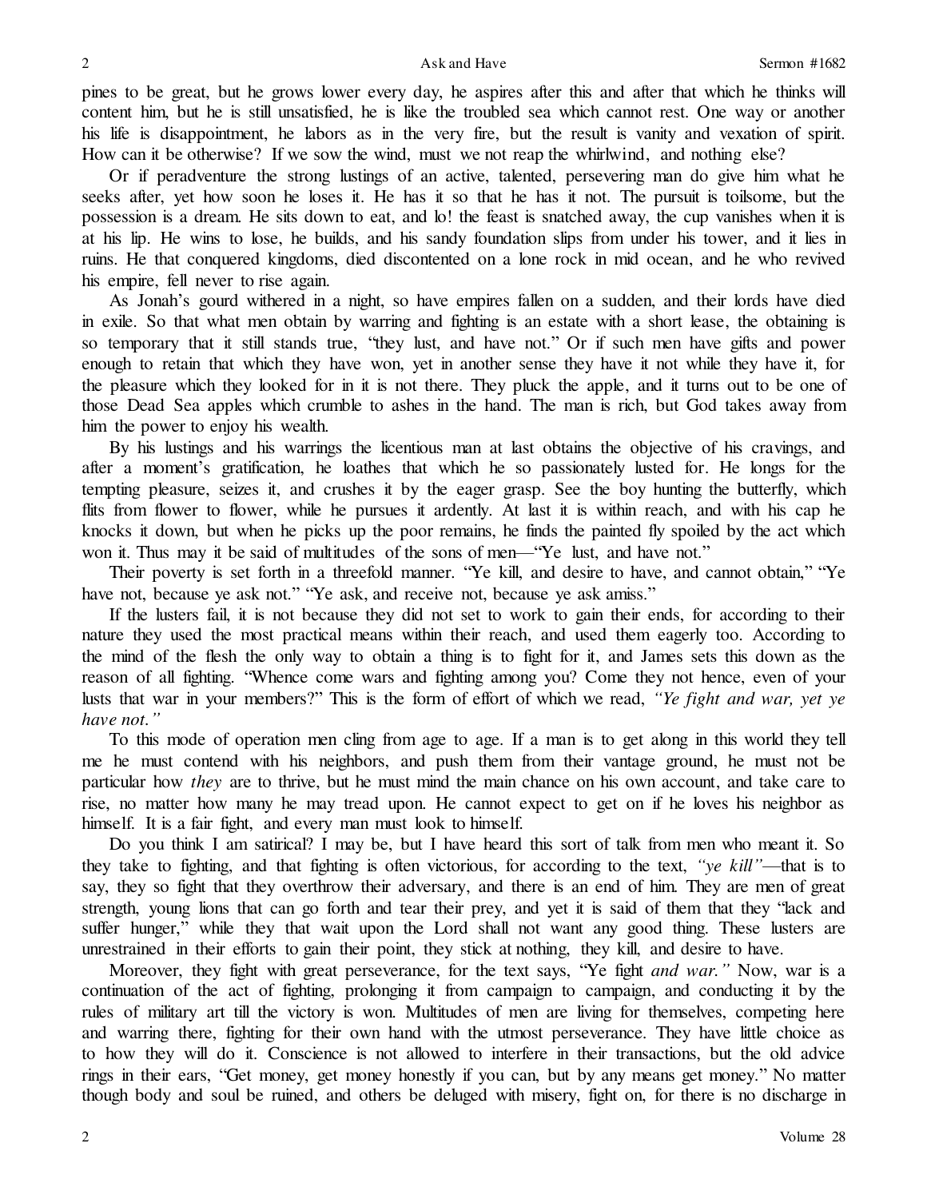pines to be great, but he grows lower every day, he aspires after this and after that which he thinks will content him, but he is still unsatisfied, he is like the troubled sea which cannot rest. One way or another his life is disappointment, he labors as in the very fire, but the result is vanity and vexation of spirit. How can it be otherwise? If we sow the wind, must we not reap the whirlwind, and nothing else?

Or if peradventure the strong lustings of an active, talented, persevering man do give him what he seeks after, yet how soon he loses it. He has it so that he has it not. The pursuit is toilsome, but the possession is a dream. He sits down to eat, and lo! the feast is snatched away, the cup vanishes when it is at his lip. He wins to lose, he builds, and his sandy foundation slips from under his tower, and it lies in ruins. He that conquered kingdoms, died discontented on a lone rock in mid ocean, and he who revived his empire, fell never to rise again.

As Jonah's gourd withered in a night, so have empires fallen on a sudden, and their lords have died in exile. So that what men obtain by warring and fighting is an estate with a short lease, the obtaining is so temporary that it still stands true, "they lust, and have not." Or if such men have gifts and power enough to retain that which they have won, yet in another sense they have it not while they have it, for the pleasure which they looked for in it is not there. They pluck the apple, and it turns out to be one of those Dead Sea apples which crumble to ashes in the hand. The man is rich, but God takes away from him the power to enjoy his wealth.

By his lustings and his warrings the licentious man at last obtains the objective of his cravings, and after a moment's gratification, he loathes that which he so passionately lusted for. He longs for the tempting pleasure, seizes it, and crushes it by the eager grasp. See the boy hunting the butterfly, which flits from flower to flower, while he pursues it ardently. At last it is within reach, and with his cap he knocks it down, but when he picks up the poor remains, he finds the painted fly spoiled by the act which won it. Thus may it be said of multitudes of the sons of men—"Ye lust, and have not."

Their poverty is set forth in a threefold manner. "Ye kill, and desire to have, and cannot obtain," "Ye have not, because ye ask not." "Ye ask, and receive not, because ye ask amiss."

If the lusters fail, it is not because they did not set to work to gain their ends, for according to their nature they used the most practical means within their reach, and used them eagerly too. According to the mind of the flesh the only way to obtain a thing is to fight for it, and James sets this down as the reason of all fighting. "Whence come wars and fighting among you? Come they not hence, even of your lusts that war in your members?" This is the form of effort of which we read, *"Ye fight and war, yet ye have not."*

To this mode of operation men cling from age to age. If a man is to get along in this world they tell me he must contend with his neighbors, and push them from their vantage ground, he must not be particular how *they* are to thrive, but he must mind the main chance on his own account, and take care to rise, no matter how many he may tread upon. He cannot expect to get on if he loves his neighbor as himself. It is a fair fight, and every man must look to himself.

Do you think I am satirical? I may be, but I have heard this sort of talk from men who meant it. So they take to fighting, and that fighting is often victorious, for according to the text, *"ye kill"*—that is to say, they so fight that they overthrow their adversary, and there is an end of him. They are men of great strength, young lions that can go forth and tear their prey, and yet it is said of them that they "lack and suffer hunger," while they that wait upon the Lord shall not want any good thing. These lusters are unrestrained in their efforts to gain their point, they stick at nothing, they kill, and desire to have.

Moreover, they fight with great perseverance, for the text says, "Ye fight *and war."* Now, war is a continuation of the act of fighting, prolonging it from campaign to campaign, and conducting it by the rules of military art till the victory is won. Multitudes of men are living for themselves, competing here and warring there, fighting for their own hand with the utmost perseverance. They have little choice as to how they will do it. Conscience is not allowed to interfere in their transactions, but the old advice rings in their ears, "Get money, get money honestly if you can, but by any means get money." No matter though body and soul be ruined, and others be deluged with misery, fight on, for there is no discharge in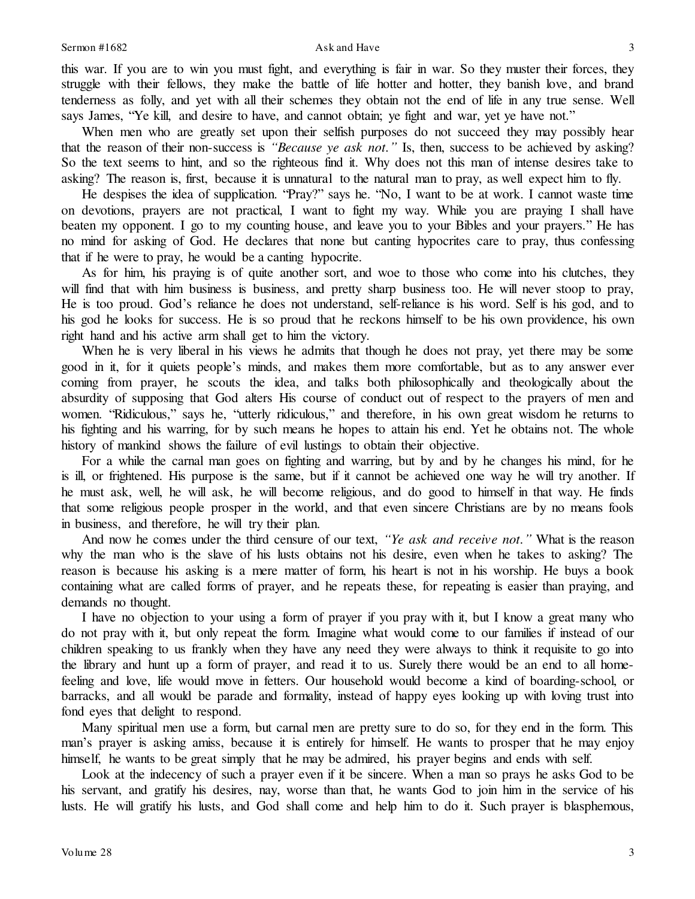this war. If you are to win you must fight, and everything is fair in war. So they muster their forces, they struggle with their fellows, they make the battle of life hotter and hotter, they banish love, and brand tenderness as folly, and yet with all their schemes they obtain not the end of life in any true sense. Well says James, "Ye kill, and desire to have, and cannot obtain; ye fight and war, yet ye have not."

When men who are greatly set upon their selfish purposes do not succeed they may possibly hear that the reason of their non-success is *"Because ye ask not."* Is, then, success to be achieved by asking? So the text seems to hint, and so the righteous find it. Why does not this man of intense desires take to asking? The reason is, first, because it is unnatural to the natural man to pray, as well expect him to fly.

He despises the idea of supplication. "Pray?" says he. "No, I want to be at work. I cannot waste time on devotions, prayers are not practical, I want to fight my way. While you are praying I shall have beaten my opponent. I go to my counting house, and leave you to your Bibles and your prayers." He has no mind for asking of God. He declares that none but canting hypocrites care to pray, thus confessing that if he were to pray, he would be a canting hypocrite.

As for him, his praying is of quite another sort, and woe to those who come into his clutches, they will find that with him business is business, and pretty sharp business too. He will never stoop to pray, He is too proud. God's reliance he does not understand, self-reliance is his word. Self is his god, and to his god he looks for success. He is so proud that he reckons himself to be his own providence, his own right hand and his active arm shall get to him the victory.

When he is very liberal in his views he admits that though he does not pray, yet there may be some good in it, for it quiets people's minds, and makes them more comfortable, but as to any answer ever coming from prayer, he scouts the idea, and talks both philosophically and theologically about the absurdity of supposing that God alters His course of conduct out of respect to the prayers of men and women. "Ridiculous," says he, "utterly ridiculous," and therefore, in his own great wisdom he returns to his fighting and his warring, for by such means he hopes to attain his end. Yet he obtains not. The whole history of mankind shows the failure of evil lustings to obtain their objective.

For a while the carnal man goes on fighting and warring, but by and by he changes his mind, for he is ill, or frightened. His purpose is the same, but if it cannot be achieved one way he will try another. If he must ask, well, he will ask, he will become religious, and do good to himself in that way. He finds that some religious people prosper in the world, and that even sincere Christians are by no means fools in business, and therefore, he will try their plan.

And now he comes under the third censure of our text, *"Ye ask and receive not."* What is the reason why the man who is the slave of his lusts obtains not his desire, even when he takes to asking? The reason is because his asking is a mere matter of form, his heart is not in his worship. He buys a book containing what are called forms of prayer, and he repeats these, for repeating is easier than praying, and demands no thought.

I have no objection to your using a form of prayer if you pray with it, but I know a great many who do not pray with it, but only repeat the form. Imagine what would come to our families if instead of our children speaking to us frankly when they have any need they were always to think it requisite to go into the library and hunt up a form of prayer, and read it to us. Surely there would be an end to all home-feeling and love, life would move in fetters. Our household would become a kind of boarding-school, or barracks, and all would be parade and formality, instead of happy eyes looking up with loving trust into fond eyes that delight to respond.

Many spiritual men use a form, but carnal men are pretty sure to do so, for they end in the form. This man's prayer is asking amiss, because it is entirely for himself. He wants to prosper that he may enjoy himself, he wants to be great simply that he may be admired, his prayer begins and ends with self.

Look at the indecency of such a prayer even if it be sincere. When a man so prays he asks God to be his servant, and gratify his desires, nay, worse than that, he wants God to join him in the service of his lusts. He will gratify his lusts, and God shall come and help him to do it. Such prayer is blasphemous,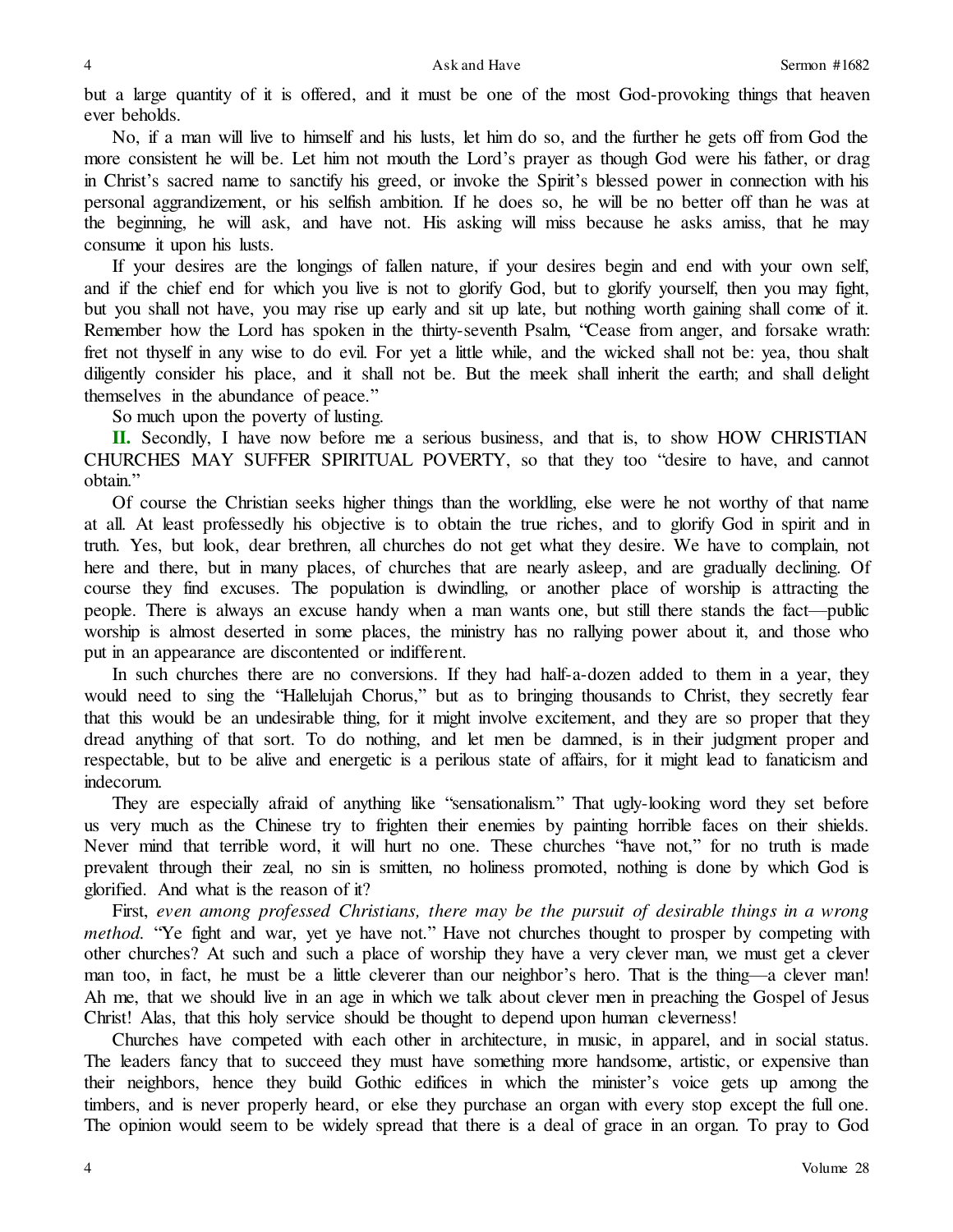but a large quantity of it is offered, and it must be one of the most God-provoking things that heaven ever beholds.

No, if a man will live to himself and his lusts, let him do so, and the further he gets off from God the more consistent he will be. Let him not mouth the Lord's prayer as though God were his father, or drag in Christ's sacred name to sanctify his greed, or invoke the Spirit's blessed power in connection with his personal aggrandizement, or his selfish ambition. If he does so, he will be no better off than he was at the beginning, he will ask, and have not. His asking will miss because he asks amiss, that he may consume it upon his lusts.

If your desires are the longings of fallen nature, if your desires begin and end with your own self, and if the chief end for which you live is not to glorify God, but to glorify yourself, then you may fight, but you shall not have, you may rise up early and sit up late, but nothing worth gaining shall come of it. Remember how the Lord has spoken in the thirty-seventh Psalm, "Cease from anger, and forsake wrath: fret not thyself in any wise to do evil. For yet a little while, and the wicked shall not be: yea, thou shalt diligently consider his place, and it shall not be. But the meek shall inherit the earth; and shall delight themselves in the abundance of peace."

So much upon the poverty of lusting.

**II.** Secondly, I have now before me a serious business, and that is, to show HOW CHRISTIAN CHURCHES MAY SUFFER SPIRITUAL POVERTY, so that they too "desire to have, and cannot obtain."

Of course the Christian seeks higher things than the worldling, else were he not worthy of that name at all. At least professedly his objective is to obtain the true riches, and to glorify God in spirit and in truth. Yes, but look, dear brethren, all churches do not get what they desire. We have to complain, not here and there, but in many places, of churches that are nearly asleep, and are gradually declining. Of course they find excuses. The population is dwindling, or another place of worship is attracting the people. There is always an excuse handy when a man wants one, but still there stands the fact—public worship is almost deserted in some places, the ministry has no rallying power about it, and those who put in an appearance are discontented or indifferent.

In such churches there are no conversions. If they had half-a-dozen added to them in a year, they would need to sing the "Hallelujah Chorus," but as to bringing thousands to Christ, they secretly fear that this would be an undesirable thing, for it might involve excitement, and they are so proper that they dread anything of that sort. To do nothing, and let men be damned, is in their judgment proper and respectable, but to be alive and energetic is a perilous state of affairs, for it might lead to fanaticism and indecorum.

They are especially afraid of anything like "sensationalism." That ugly-looking word they set before us very much as the Chinese try to frighten their enemies by painting horrible faces on their shields. Never mind that terrible word, it will hurt no one. These churches "have not," for no truth is made prevalent through their zeal, no sin is smitten, no holiness promoted, nothing is done by which God is glorified. And what is the reason of it?

First, *even among professed Christians, there may be the pursuit of desirable things in a wrong method*. "Ye fight and war, yet ye have not." Have not churches thought to prosper by competing with other churches? At such and such a place of worship they have a very clever man, we must get a clever man too, in fact, he must be a little cleverer than our neighbor's hero. That is the thing—a clever man! Ah me, that we should live in an age in which we talk about clever men in preaching the Gospel of Jesus Christ! Alas, that this holy service should be thought to depend upon human cleverness!

Churches have competed with each other in architecture, in music, in apparel, and in social status. The leaders fancy that to succeed they must have something more handsome, artistic, or expensive than their neighbors, hence they build Gothic edifices in which the minister's voice gets up among the timbers, and is never properly heard, or else they purchase an organ with every stop except the full one. The opinion would seem to be widely spread that there is a deal of grace in an organ. To pray to God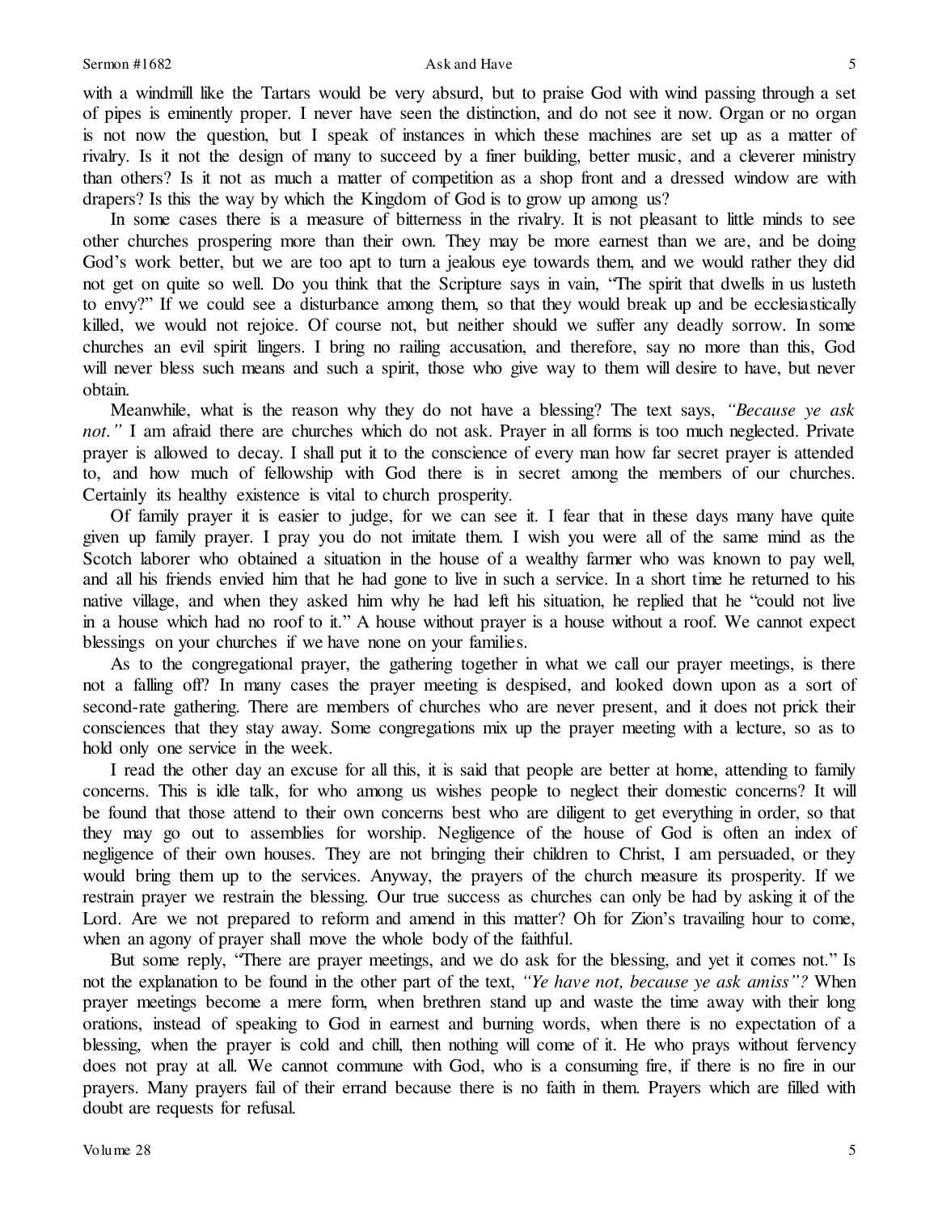with a windmill like the Tartars would be very absurd, but to praise God with wind passing through a set of pipes is eminently proper. I never have seen the distinction, and do not see it now. Organ or no organ is not now the question, but I speak of instances in which these machines are set up as a matter of rivalry. Is it not the design of many to succeed by a finer building, better music, and a cleverer ministry than others? Is it not as much a matter of competition as a shop front and a dressed window are with drapers? Is this the way by which the Kingdom of God is to grow up among us?

In some cases there is a measure of bitterness in the rivalry. It is not pleasant to little minds to see other churches prospering more than their own. They may be more earnest than we are, and be doing God's work better, but we are too apt to turn a jealous eye towards them, and we would rather they did not get on quite so well. Do you think that the Scripture says in vain, "The spirit that dwells in us lusteth to envy?" If we could see a disturbance among them, so that they would break up and be ecclesiastically killed, we would not rejoice. Of course not, but neither should we suffer any deadly sorrow. In some churches an evil spirit lingers. I bring no railing accusation, and therefore, say no more than this, God will never bless such means and such a spirit, those who give way to them will desire to have, but never obtain.

Meanwhile, what is the reason why they do not have a blessing? The text says, *"Because ye ask not."* I am afraid there are churches which do not ask. Prayer in all forms is too much neglected. Private prayer is allowed to decay. I shall put it to the conscience of every man how far secret prayer is attended to, and how much of fellowship with God there is in secret among the members of our churches. Certainly its healthy existence is vital to church prosperity.

Of family prayer it is easier to judge, for we can see it. I fear that in these days many have quite given up family prayer. I pray you do not imitate them. I wish you were all of the same mind as the Scotch laborer who obtained a situation in the house of a wealthy farmer who was known to pay well, and all his friends envied him that he had gone to live in such a service. In a short time he returned to his native village, and when they asked him why he had left his situation, he replied that he "could not live in a house which had no roof to it." A house without prayer is a house without a roof. We cannot expect blessings on your churches if we have none on your families.

As to the congregational prayer, the gathering together in what we call our prayer meetings, is there not a falling off? In many cases the prayer meeting is despised, and looked down upon as a sort of second-rate gathering. There are members of churches who are never present, and it does not prick their consciences that they stay away. Some congregations mix up the prayer meeting with a lecture, so as to hold only one service in the week.

I read the other day an excuse for all this, it is said that people are better at home, attending to family concerns. This is idle talk, for who among us wishes people to neglect their domestic concerns? It will be found that those attend to their own concerns best who are diligent to get everything in order, so that they may go out to assemblies for worship. Negligence of the house of God is often an index of negligence of their own houses. They are not bringing their children to Christ, I am persuaded, or they would bring them up to the services. Anyway, the prayers of the church measure its prosperity. If we restrain prayer we restrain the blessing. Our true success as churches can only be had by asking it of the Lord. Are we not prepared to reform and amend in this matter? Oh for Zion's travailing hour to come, when an agony of prayer shall move the whole body of the faithful.

But some reply, "There are prayer meetings, and we do ask for the blessing, and yet it comes not." Is not the explanation to be found in the other part of the text, *"Ye have not, because ye ask amiss"?* When prayer meetings become a mere form, when brethren stand up and waste the time away with their long orations, instead of speaking to God in earnest and burning words, when there is no expectation of a blessing, when the prayer is cold and chill, then nothing will come of it. He who prays without fervency does not pray at all. We cannot commune with God, who is a consuming fire, if there is no fire in our prayers. Many prayers fail of their errand because there is no faith in them. Prayers which are filled with doubt are requests for refusal.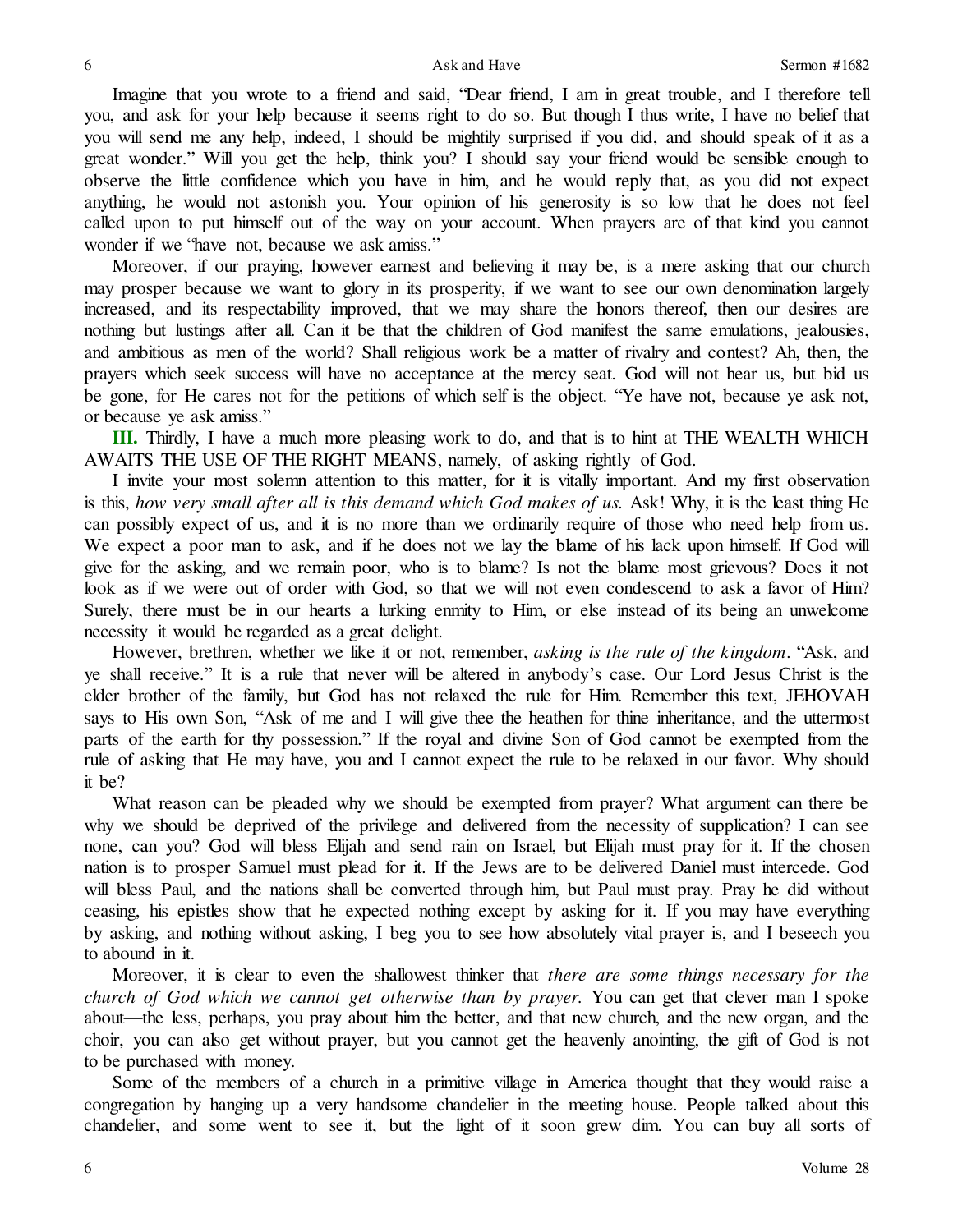Imagine that you wrote to a friend and said, "Dear friend, I am in great trouble, and I therefore tell you, and ask for your help because it seems right to do so. But though I thus write, I have no belief that you will send me any help, indeed, I should be mightily surprised if you did, and should speak of it as a great wonder." Will you get the help, think you? I should say your friend would be sensible enough to observe the little confidence which you have in him, and he would reply that, as you did not expect anything, he would not astonish you. Your opinion of his generosity is so low that he does not feel called upon to put himself out of the way on your account. When prayers are of that kind you cannot wonder if we "have not, because we ask amiss."

Moreover, if our praying, however earnest and believing it may be, is a mere asking that our church may prosper because we want to glory in its prosperity, if we want to see our own denomination largely increased, and its respectability improved, that we may share the honors thereof, then our desires are nothing but lustings after all. Can it be that the children of God manifest the same emulations, jealousies, and ambitious as men of the world? Shall religious work be a matter of rivalry and contest? Ah, then, the prayers which seek success will have no acceptance at the mercy seat. God will not hear us, but bid us be gone, for He cares not for the petitions of which self is the object. "Ye have not, because ye ask not, or because ye ask amiss."

**III.** Thirdly, I have a much more pleasing work to do, and that is to hint at THE WEALTH WHICH AWAITS THE USE OF THE RIGHT MEANS, namely, of asking rightly of God.

I invite your most solemn attention to this matter, for it is vitally important. And my first observation is this, *how very small after all is this demand which God makes of us.* Ask! Why, it is the least thing He can possibly expect of us, and it is no more than we ordinarily require of those who need help from us. We expect a poor man to ask, and if he does not we lay the blame of his lack upon himself. If God will give for the asking, and we remain poor, who is to blame? Is not the blame most grievous? Does it not look as if we were out of order with God, so that we will not even condescend to ask a favor of Him? Surely, there must be in our hearts a lurking enmity to Him, or else instead of its being an unwelcome necessity it would be regarded as a great delight.

However, brethren, whether we like it or not, remember, *asking is the rule of the kingdom*. "Ask, and ye shall receive." It is a rule that never will be altered in anybody's case. Our Lord Jesus Christ is the elder brother of the family, but God has not relaxed the rule for Him. Remember this text, JEHOVAH says to His own Son, "Ask of me and I will give thee the heathen for thine inheritance, and the uttermost parts of the earth for thy possession." If the royal and divine Son of God cannot be exempted from the rule of asking that He may have, you and I cannot expect the rule to be relaxed in our favor. Why should it be?

What reason can be pleaded why we should be exempted from prayer? What argument can there be why we should be deprived of the privilege and delivered from the necessity of supplication? I can see none, can you? God will bless Elijah and send rain on Israel, but Elijah must pray for it. If the chosen nation is to prosper Samuel must plead for it. If the Jews are to be delivered Daniel must intercede. God will bless Paul, and the nations shall be converted through him, but Paul must pray. Pray he did without ceasing, his epistles show that he expected nothing except by asking for it. If you may have everything by asking, and nothing without asking, I beg you to see how absolutely vital prayer is, and I beseech you to abound in it.

Moreover, it is clear to even the shallowest thinker that *there are some things necessary for the church of God which we cannot get otherwise than by prayer.* You can get that clever man I spoke about—the less, perhaps, you pray about him the better, and that new church, and the new organ, and the choir, you can also get without prayer, but you cannot get the heavenly anointing, the gift of God is not to be purchased with money.

Some of the members of a church in a primitive village in America thought that they would raise a congregation by hanging up a very handsome chandelier in the meeting house. People talked about this chandelier, and some went to see it, but the light of it soon grew dim. You can buy all sorts of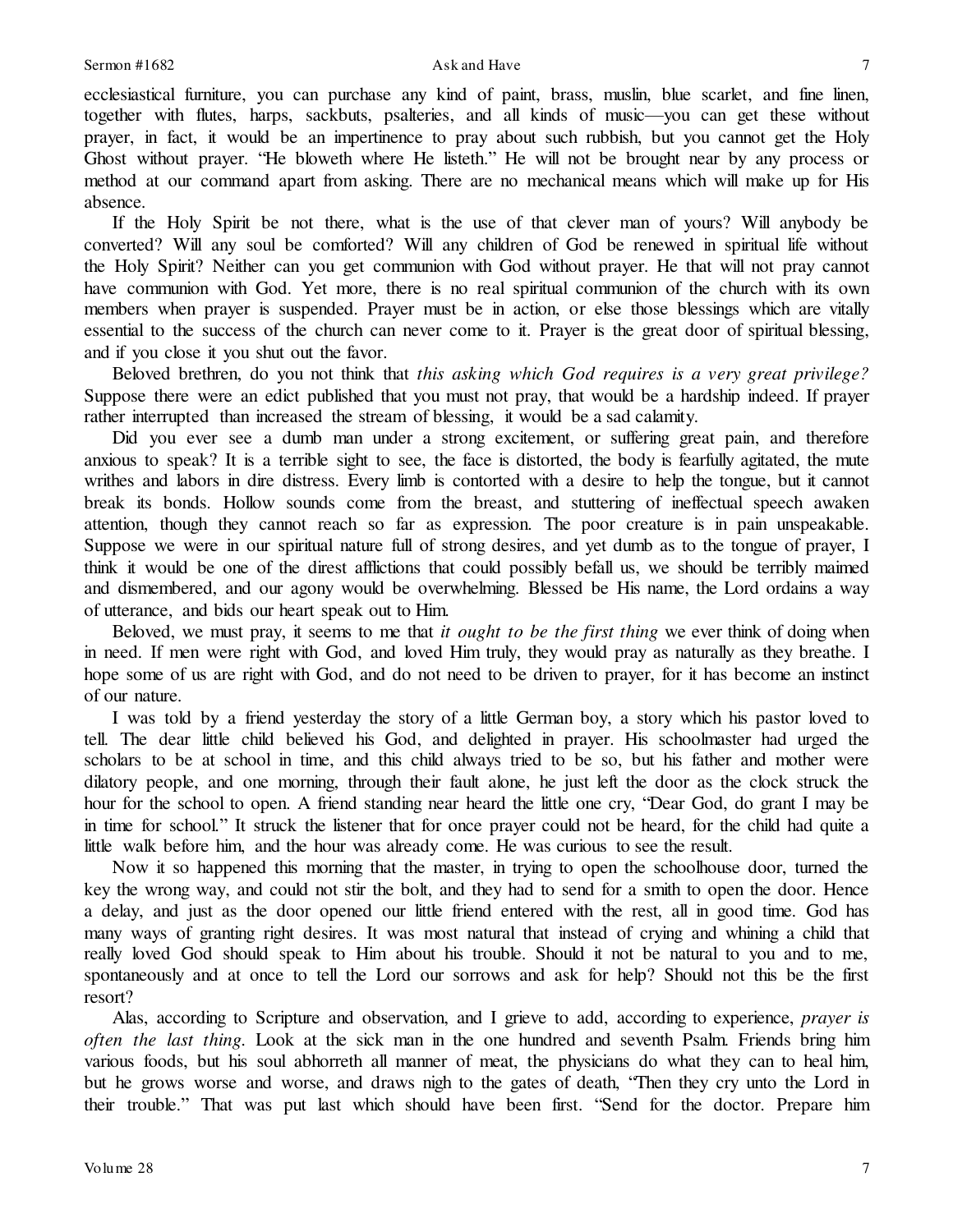ecclesiastical furniture, you can purchase any kind of paint, brass, muslin, blue scarlet, and fine linen, together with flutes, harps, sackbuts, psalteries, and all kinds of music—you can get these without prayer, in fact, it would be an impertinence to pray about such rubbish, but you cannot get the Holy Ghost without prayer. "He bloweth where He listeth." He will not be brought near by any process or method at our command apart from asking. There are no mechanical means which will make up for His absence.

If the Holy Spirit be not there, what is the use of that clever man of yours? Will anybody be converted? Will any soul be comforted? Will any children of God be renewed in spiritual life without the Holy Spirit? Neither can you get communion with God without prayer. He that will not pray cannot have communion with God. Yet more, there is no real spiritual communion of the church with its own members when prayer is suspended. Prayer must be in action, or else those blessings which are vitally essential to the success of the church can never come to it. Prayer is the great door of spiritual blessing, and if you close it you shut out the favor.

Beloved brethren, do you not think that *this asking which God requires is a very great privilege?* Suppose there were an edict published that you must not pray, that would be a hardship indeed. If prayer rather interrupted than increased the stream of blessing, it would be a sad calamity.

Did you ever see a dumb man under a strong excitement, or suffering great pain, and therefore anxious to speak? It is a terrible sight to see, the face is distorted, the body is fearfully agitated, the mute writhes and labors in dire distress. Every limb is contorted with a desire to help the tongue, but it cannot break its bonds. Hollow sounds come from the breast, and stuttering of ineffectual speech awaken attention, though they cannot reach so far as expression. The poor creature is in pain unspeakable. Suppose we were in our spiritual nature full of strong desires, and yet dumb as to the tongue of prayer, I think it would be one of the direst afflictions that could possibly befall us, we should be terribly maimed and dismembered, and our agony would be overwhelming. Blessed be His name, the Lord ordains a way of utterance, and bids our heart speak out to Him.

Beloved, we must pray, it seems to me that *it ought to be the first thing* we ever think of doing when in need. If men were right with God, and loved Him truly, they would pray as naturally as they breathe. I hope some of us are right with God, and do not need to be driven to prayer, for it has become an instinct of our nature.

I was told by a friend yesterday the story of a little German boy, a story which his pastor loved to tell. The dear little child believed his God, and delighted in prayer. His schoolmaster had urged the scholars to be at school in time, and this child always tried to be so, but his father and mother were dilatory people, and one morning, through their fault alone, he just left the door as the clock struck the hour for the school to open. A friend standing near heard the little one cry, "Dear God, do grant I may be in time for school." It struck the listener that for once prayer could not be heard, for the child had quite a little walk before him, and the hour was already come. He was curious to see the result.

Now it so happened this morning that the master, in trying to open the schoolhouse door, turned the key the wrong way, and could not stir the bolt, and they had to send for a smith to open the door. Hence a delay, and just as the door opened our little friend entered with the rest, all in good time. God has many ways of granting right desires. It was most natural that instead of crying and whining a child that really loved God should speak to Him about his trouble. Should it not be natural to you and to me, spontaneously and at once to tell the Lord our sorrows and ask for help? Should not this be the first resort?

Alas, according to Scripture and observation, and I grieve to add, according to experience, *prayer is often the last thing*. Look at the sick man in the one hundred and seventh Psalm. Friends bring him various foods, but his soul abhorreth all manner of meat, the physicians do what they can to heal him, but he grows worse and worse, and draws nigh to the gates of death, "Then they cry unto the Lord in their trouble." That was put last which should have been first. "Send for the doctor. Prepare him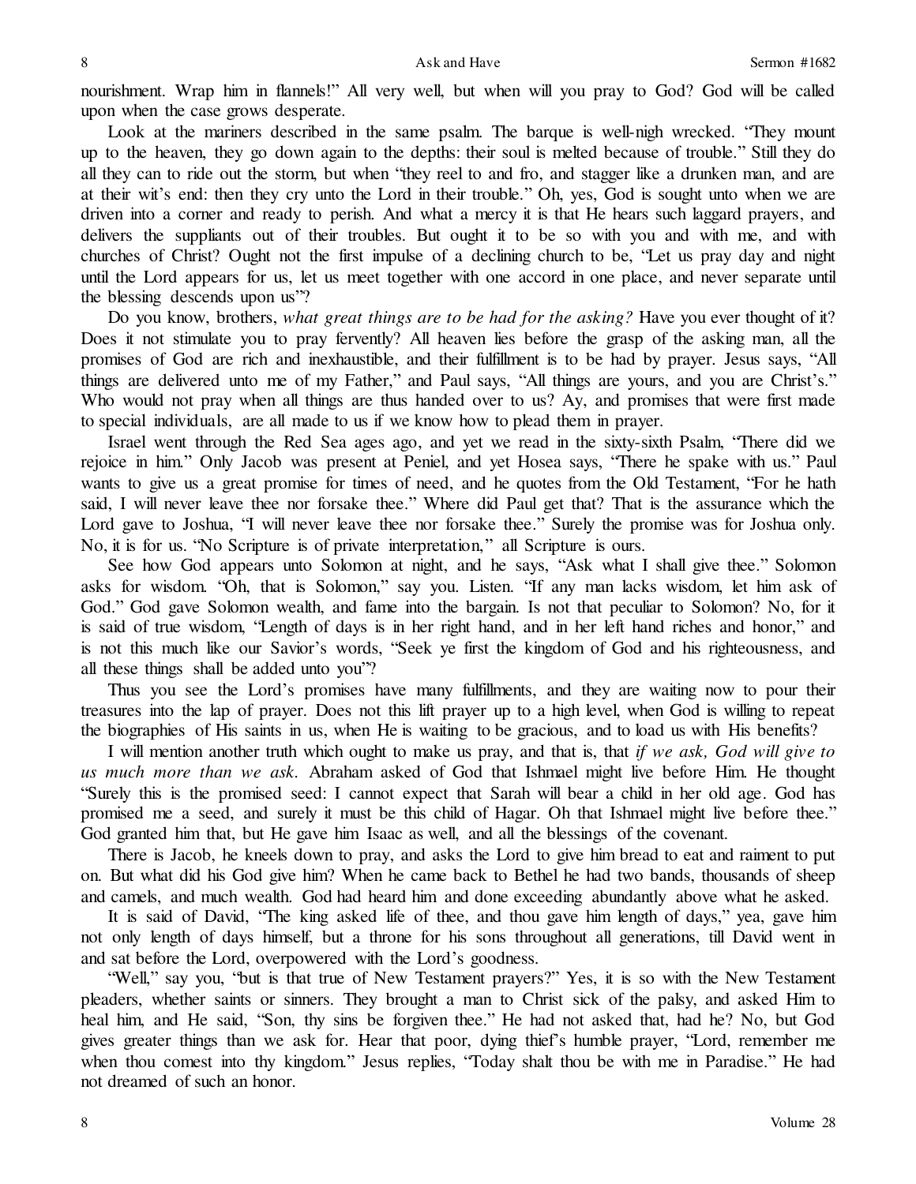nourishment. Wrap him in flannels!" All very well, but when will you pray to God? God will be called upon when the case grows desperate.

Look at the mariners described in the same psalm. The barque is well-nigh wrecked. "They mount up to the heaven, they go down again to the depths: their soul is melted because of trouble." Still they do all they can to ride out the storm, but when "they reel to and fro, and stagger like a drunken man, and are at their wit's end: then they cry unto the Lord in their trouble." Oh, yes, God is sought unto when we are driven into a corner and ready to perish. And what a mercy it is that He hears such laggard prayers, and delivers the suppliants out of their troubles. But ought it to be so with you and with me, and with churches of Christ? Ought not the first impulse of a declining church to be, "Let us pray day and night until the Lord appears for us, let us meet together with one accord in one place, and never separate until the blessing descends upon us"?

Do you know, brothers, *what great things are to be had for the asking?* Have you ever thought of it? Does it not stimulate you to pray fervently? All heaven lies before the grasp of the asking man, all the promises of God are rich and inexhaustible, and their fulfillment is to be had by prayer. Jesus says, "All things are delivered unto me of my Father," and Paul says, "All things are yours, and you are Christ's." Who would not pray when all things are thus handed over to us? Ay, and promises that were first made to special individuals, are all made to us if we know how to plead them in prayer.

Israel went through the Red Sea ages ago, and yet we read in the sixty-sixth Psalm, "There did we rejoice in him." Only Jacob was present at Peniel, and yet Hosea says, "There he spake with us." Paul wants to give us a great promise for times of need, and he quotes from the Old Testament, "For he hath said, I will never leave thee nor forsake thee." Where did Paul get that? That is the assurance which the Lord gave to Joshua, "I will never leave thee nor forsake thee." Surely the promise was for Joshua only. No, it is for us. "No Scripture is of private interpretation," all Scripture is ours.

See how God appears unto Solomon at night, and he says, "Ask what I shall give thee." Solomon asks for wisdom. "Oh, that is Solomon," say you. Listen. "If any man lacks wisdom, let him ask of God." God gave Solomon wealth, and fame into the bargain. Is not that peculiar to Solomon? No, for it is said of true wisdom, "Length of days is in her right hand, and in her left hand riches and honor," and is not this much like our Savior's words, "Seek ye first the kingdom of God and his righteousness, and all these things shall be added unto you"?

Thus you see the Lord's promises have many fulfillments, and they are waiting now to pour their treasures into the lap of prayer. Does not this lift prayer up to a high level, when God is willing to repeat the biographies of His saints in us, when He is waiting to be gracious, and to load us with His benefits?

I will mention another truth which ought to make us pray, and that is, that *if we ask, God will give to us much more than we ask.* Abraham asked of God that Ishmael might live before Him. He thought "Surely this is the promised seed: I cannot expect that Sarah will bear a child in her old age. God has promised me a seed, and surely it must be this child of Hagar. Oh that Ishmael might live before thee." God granted him that, but He gave him Isaac as well, and all the blessings of the covenant.

There is Jacob, he kneels down to pray, and asks the Lord to give him bread to eat and raiment to put on. But what did his God give him? When he came back to Bethel he had two bands, thousands of sheep and camels, and much wealth. God had heard him and done exceeding abundantly above what he asked.

It is said of David, "The king asked life of thee, and thou gave him length of days," yea, gave him not only length of days himself, but a throne for his sons throughout all generations, till David went in and sat before the Lord, overpowered with the Lord's goodness.

"Well," say you, "but is that true of New Testament prayers?" Yes, it is so with the New Testament pleaders, whether saints or sinners. They brought a man to Christ sick of the palsy, and asked Him to heal him, and He said, "Son, thy sins be forgiven thee." He had not asked that, had he? No, but God gives greater things than we ask for. Hear that poor, dying thief's humble prayer, "Lord, remember me when thou comest into thy kingdom." Jesus replies, "Today shalt thou be with me in Paradise." He had not dreamed of such an honor.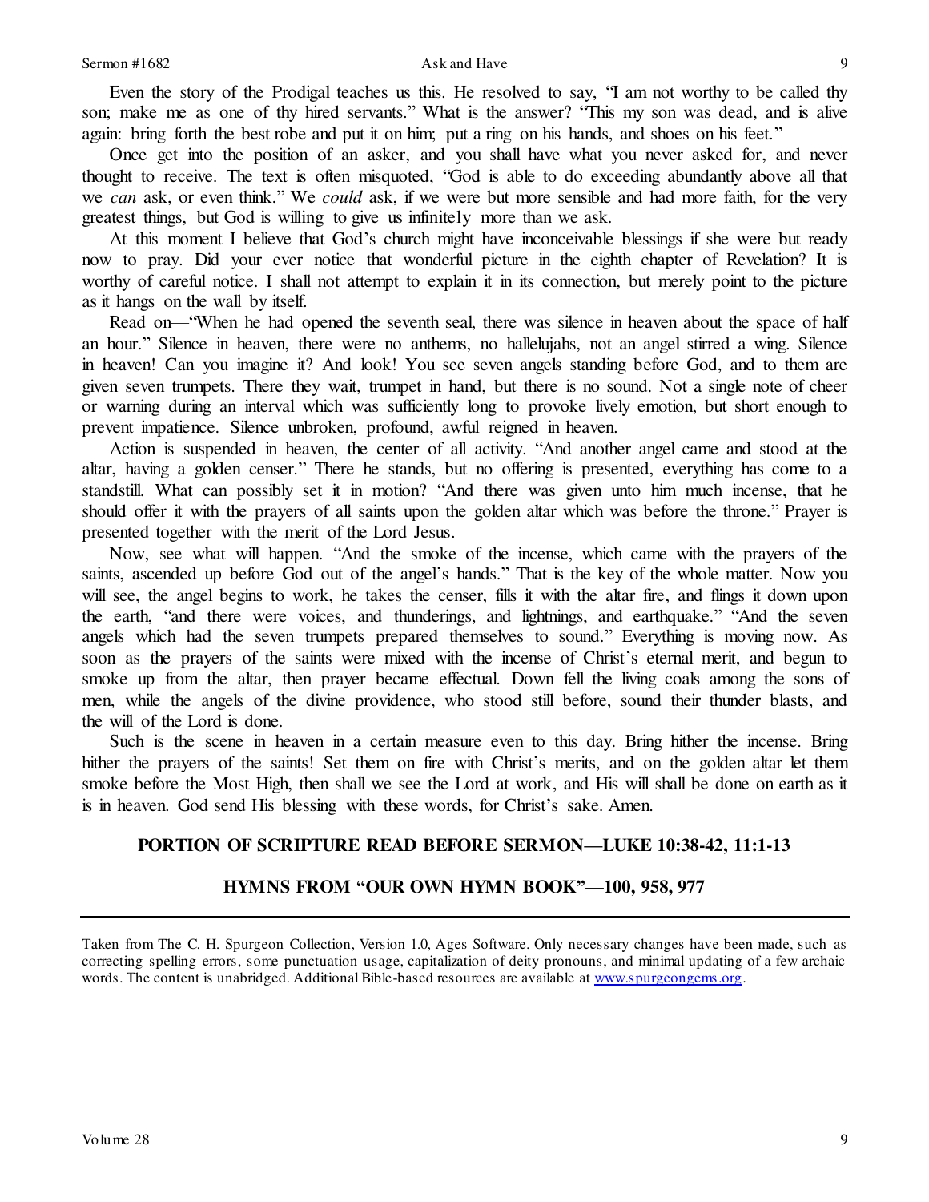Even the story of the Prodigal teaches us this. He resolved to say, "I am not worthy to be called thy son; make me as one of thy hired servants." What is the answer? "This my son was dead, and is alive again: bring forth the best robe and put it on him; put a ring on his hands, and shoes on his feet."

Once get into the position of an asker, and you shall have what you never asked for, and never thought to receive. The text is often misquoted, "God is able to do exceeding abundantly above all that we *can* ask, or even think." We *could* ask, if we were but more sensible and had more faith, for the very greatest things, but God is willing to give us infinitely more than we ask.

At this moment I believe that God's church might have inconceivable blessings if she were but ready now to pray. Did your ever notice that wonderful picture in the eighth chapter of Revelation? It is worthy of careful notice. I shall not attempt to explain it in its connection, but merely point to the picture as it hangs on the wall by itself.

Read on—"When he had opened the seventh seal, there was silence in heaven about the space of half an hour." Silence in heaven, there were no anthems, no hallelujahs, not an angel stirred a wing. Silence in heaven! Can you imagine it? And look! You see seven angels standing before God, and to them are given seven trumpets. There they wait, trumpet in hand, but there is no sound. Not a single note of cheer or warning during an interval which was sufficiently long to provoke lively emotion, but short enough to prevent impatience. Silence unbroken, profound, awful reigned in heaven.

Action is suspended in heaven, the center of all activity. "And another angel came and stood at the altar, having a golden censer." There he stands, but no offering is presented, everything has come to a standstill. What can possibly set it in motion? "And there was given unto him much incense, that he should offer it with the prayers of all saints upon the golden altar which was before the throne." Prayer is presented together with the merit of the Lord Jesus.

Now, see what will happen. "And the smoke of the incense, which came with the prayers of the saints, ascended up before God out of the angel's hands." That is the key of the whole matter. Now you will see, the angel begins to work, he takes the censer, fills it with the altar fire, and flings it down upon the earth, "and there were voices, and thunderings, and lightnings, and earthquake." "And the seven angels which had the seven trumpets prepared themselves to sound." Everything is moving now. As soon as the prayers of the saints were mixed with the incense of Christ's eternal merit, and begun to smoke up from the altar, then prayer became effectual. Down fell the living coals among the sons of men, while the angels of the divine providence, who stood still before, sound their thunder blasts, and the will of the Lord is done.

Such is the scene in heaven in a certain measure even to this day. Bring hither the incense. Bring hither the prayers of the saints! Set them on fire with Christ's merits, and on the golden altar let them smoke before the Most High, then shall we see the Lord at work, and His will shall be done on earth as it is in heaven. God send His blessing with these words, for Christ's sake. Amen.

**PORTION OF SCRIPTURE READ BEFORE SERMON—LUKE 10:38-42, 11:1-13**

**HYMNS FROM "OUR OWN HYMN BOOK"—100, 958, 977**

---

Taken from The C. H. Spurgeon Collection, Version 1.0, Ages Software. Only necessary changes have been made, such as correcting spelling errors, some punctuation usage, capitalization of deity pronouns, and minimal updating of a few archaic words. The content is unabridged. Additional Bible-based resources are available at www.spurgeongems.org.